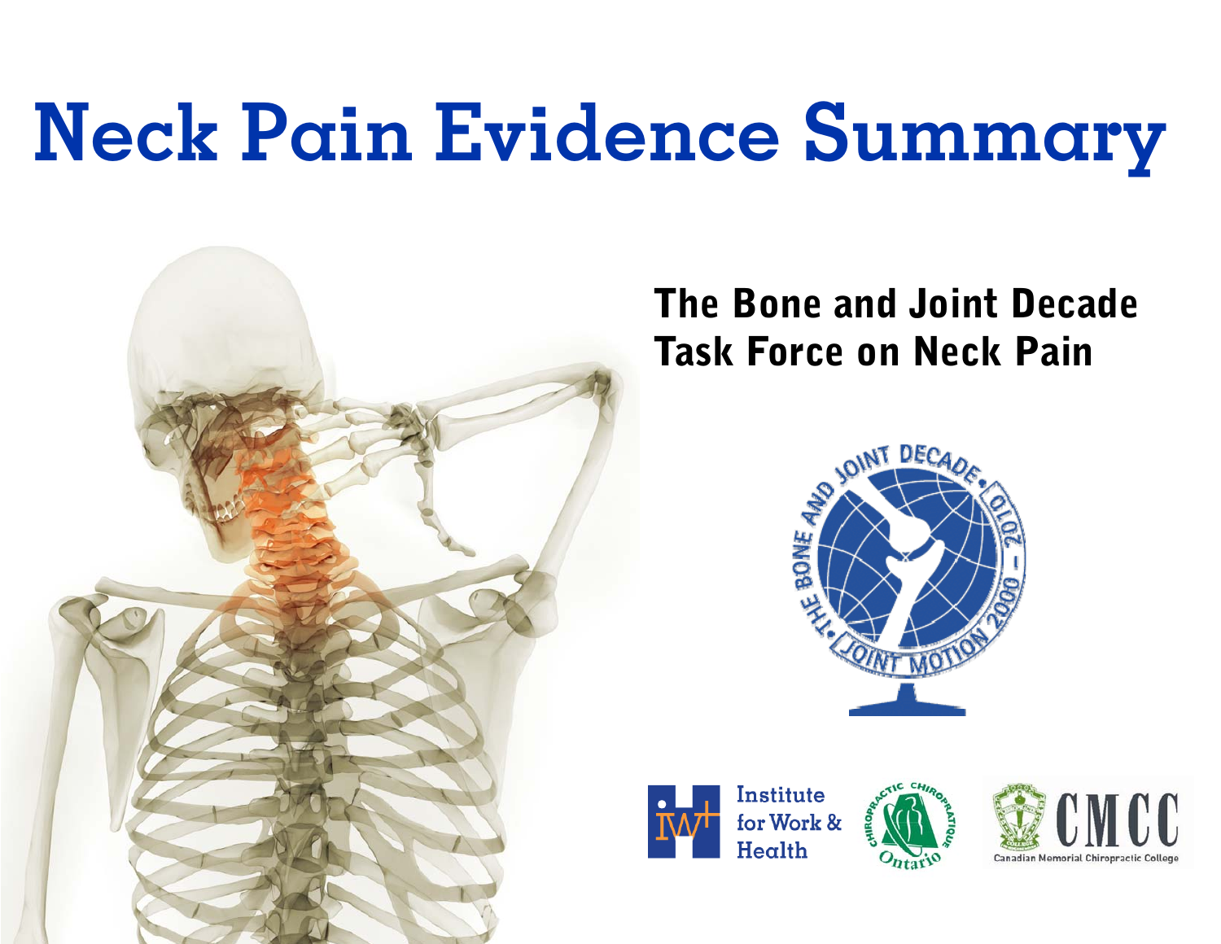# Neck Pain Evidence Summary

## The Bone and Joint Decade Task Force on Neck Pain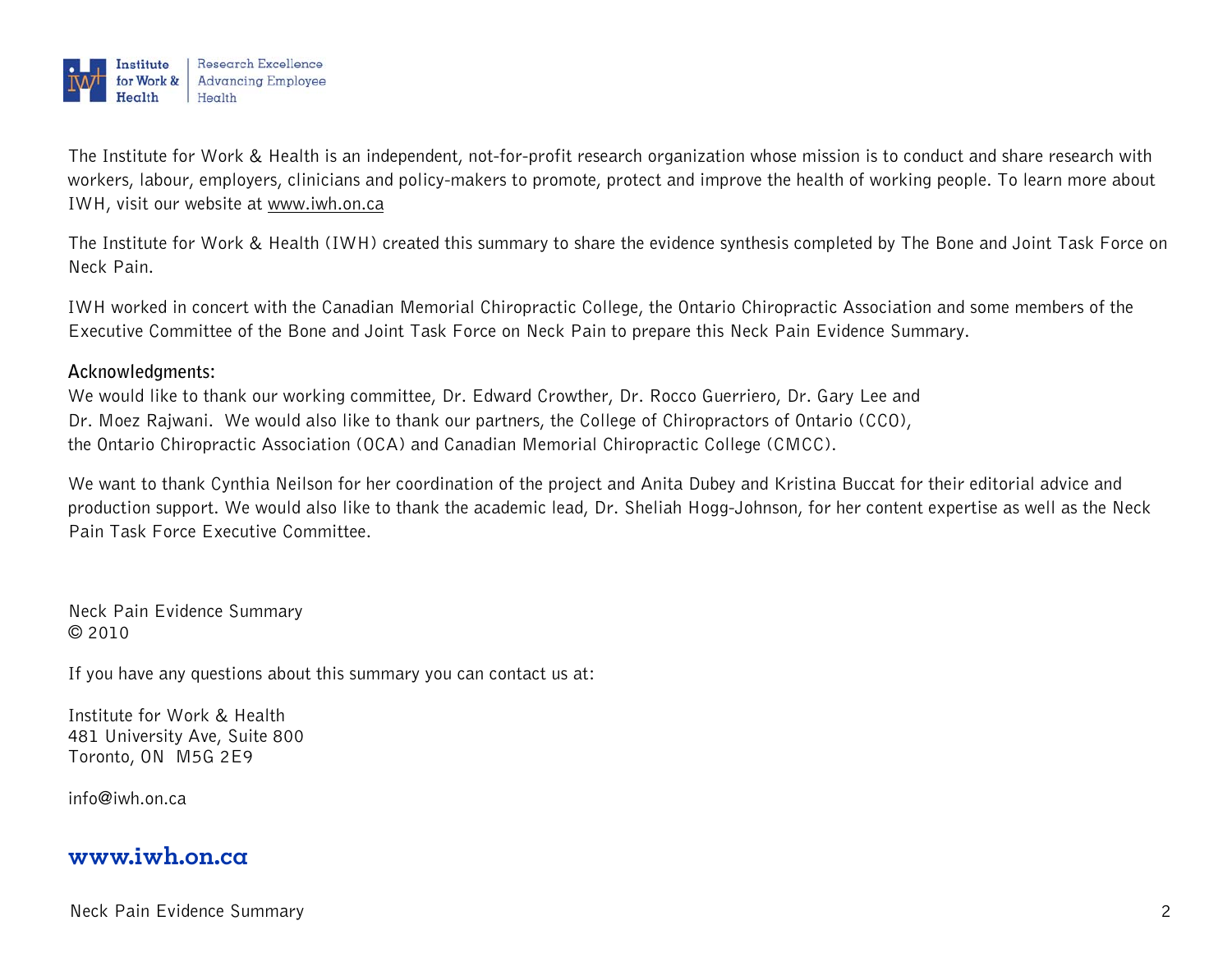The Institute for Work & Health is an independent, not-for-profit research organization whose mission is to conduct and share research with workers, labour, employers, clinicians and policy-makers to promote, protect and improve the health of working people. To learn more about IWH, visit our website at www.iwh.on.ca

The Institute for Work & Health (IWH) created this summary to share the evidence synthesis completed by The Bone and Joint Task Force on Neck Pain.

IWH worked in concert with the Canadian Memorial Chiropractic College, the Ontario Chiropractic Association and some members of the Executive Committee of the Bone and Joint Task Force on Neck Pain to prepare this Neck Pain Evidence Summary.

**Acknowledgments:**

We would like to thank our working committee, Dr. Edward Crowther, Dr. Rocco Guerriero, Dr. Gary Lee and Dr. Moez Rajwani. We would also like to thank our partners, the College of Chiropractors of Ontario (CCO), the Ontario Chiropractic Association (OCA) and Canadian Memorial Chiropractic College (CMCC).

We want to thank Cynthia Neilson for her coordination of the project and Anita Dubey and Kristina Buccat for their editorial advice and production support. We would also like to thank the academic lead, Dr. Sheliah Hogg-Johnson, for her content expertise as well as the Neck Pain Task Force Executive Committee.

Neck Pain Evidence Summary
© 2010

If you have any questions about this summary you can contact us at:

Institute for Work & Health
481 University Ave, Suite 800
Toronto, ON M5G 2E9

info@iwh.on.ca

**www.iwh.on.ca**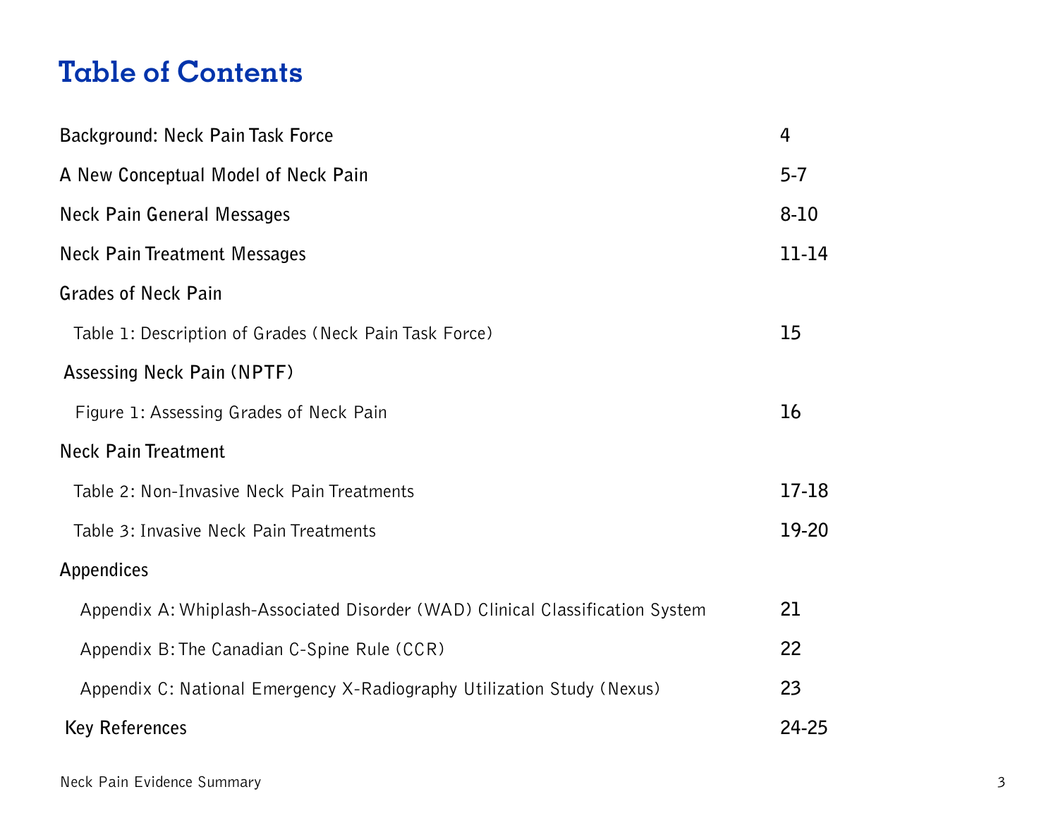# Table of Contents

| | |
|---|---|
| **Background: Neck Pain Task Force** | **4** |
| **A New Conceptual Model of Neck Pain** | **5-7** |
| **Neck Pain General Messages** | **8-10** |
| **Neck Pain Treatment Messages** | **11-14** |
| **Grades of Neck Pain** | |
| Table 1: Description of Grades (Neck Pain Task Force) | **15** |
| **Assessing Neck Pain (NPTF)** | |
| Figure 1: Assessing Grades of Neck Pain | **16** |
| **Neck Pain Treatment** | |
| Table 2: Non-Invasive Neck Pain Treatments | **17-18** |
| Table 3: Invasive Neck Pain Treatments | **19-20** |
| **Appendices** | |
| Appendix A: Whiplash-Associated Disorder (WAD) Clinical Classification System | **21** |
| Appendix B: The Canadian C-Spine Rule (CCR) | **22** |
| Appendix C: National Emergency X-Radiography Utilization Study (Nexus) | **23** |
| **Key References** | **24-25** |

Neck Pain Evidence Summary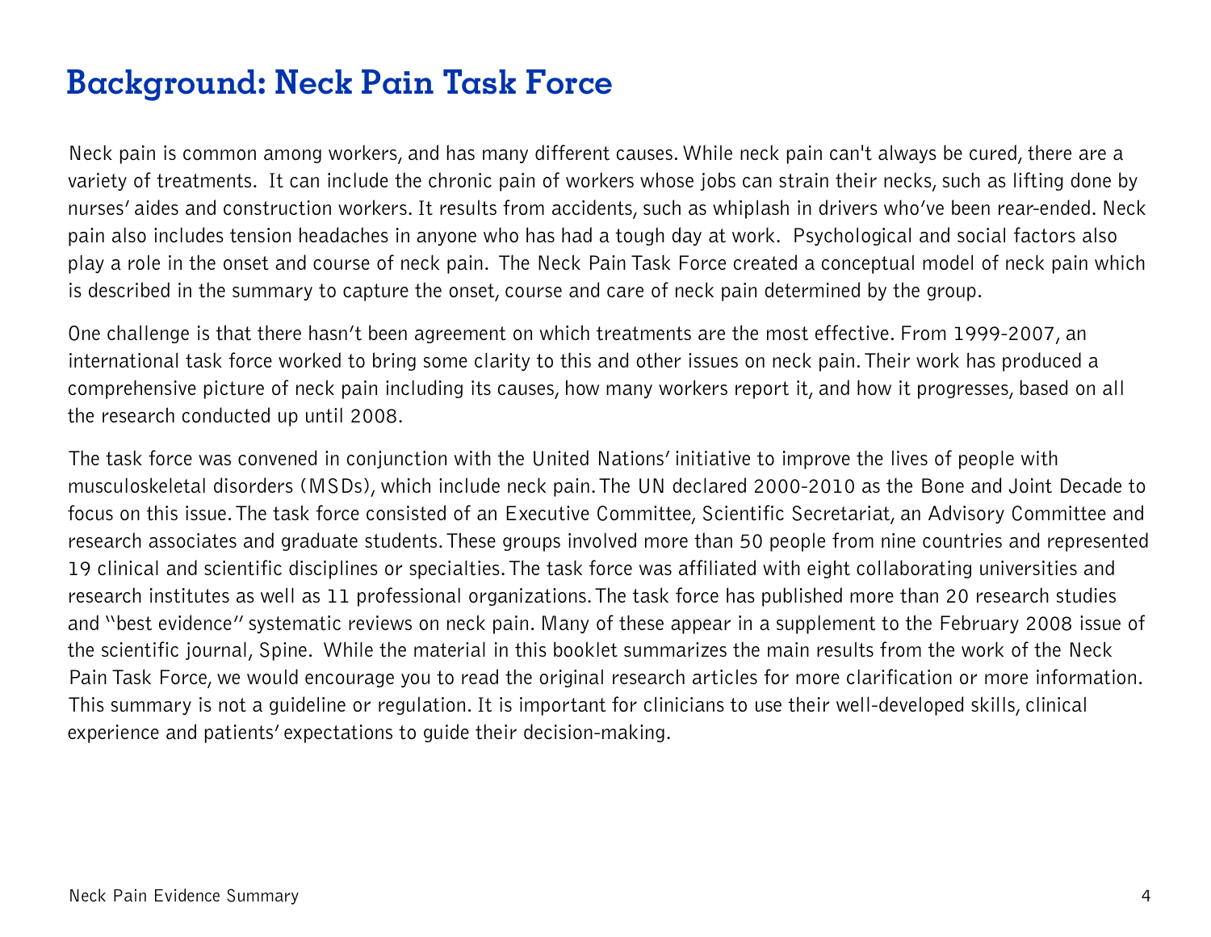# Background: Neck Pain Task Force

Neck pain is common among workers, and has many different causes. While neck pain can't always be cured, there are a variety of treatments. It can include the chronic pain of workers whose jobs can strain their necks, such as lifting done by nurses' aides and construction workers. It results from accidents, such as whiplash in drivers who've been rear-ended. Neck pain also includes tension headaches in anyone who has had a tough day at work. Psychological and social factors also play a role in the onset and course of neck pain. The Neck Pain Task Force created a conceptual model of neck pain which is described in the summary to capture the onset, course and care of neck pain determined by the group.

One challenge is that there hasn't been agreement on which treatments are the most effective. From 1999-2007, an international task force worked to bring some clarity to this and other issues on neck pain. Their work has produced a comprehensive picture of neck pain including its causes, how many workers report it, and how it progresses, based on all the research conducted up until 2008.

The task force was convened in conjunction with the United Nations' initiative to improve the lives of people with musculoskeletal disorders (MSDs), which include neck pain. The UN declared 2000-2010 as the Bone and Joint Decade to focus on this issue. The task force consisted of an Executive Committee, Scientific Secretariat, an Advisory Committee and research associates and graduate students. These groups involved more than 50 people from nine countries and represented 19 clinical and scientific disciplines or specialties. The task force was affiliated with eight collaborating universities and research institutes as well as 11 professional organizations. The task force has published more than 20 research studies and "best evidence" systematic reviews on neck pain. Many of these appear in a supplement to the February 2008 issue of the scientific journal, Spine. While the material in this booklet summarizes the main results from the work of the Neck Pain Task Force, we would encourage you to read the original research articles for more clarification or more information. This summary is not a guideline or regulation. It is important for clinicians to use their well-developed skills, clinical experience and patients' expectations to guide their decision-making.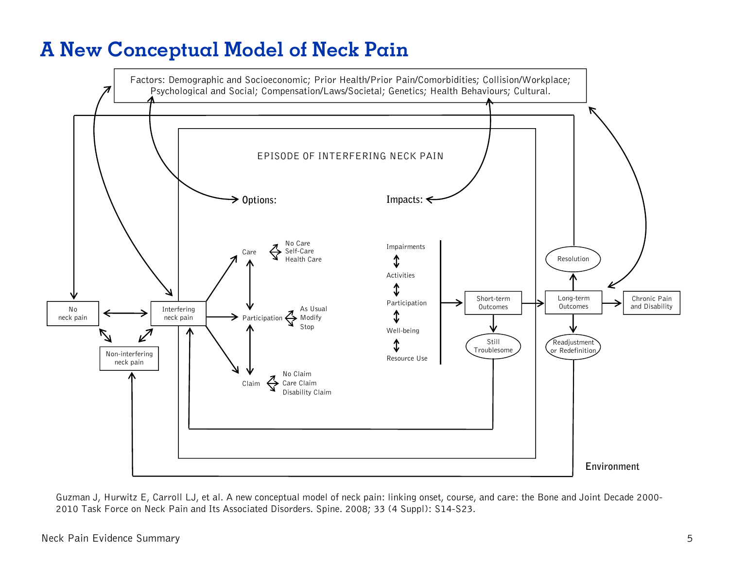# A New Conceptual Model of Neck Pain

Factors: Demographic and Socioeconomic; Prior Health/Prior Pain/Comorbidities; Collision/Workplace; Psychological and Social; Compensation/Laws/Societal; Genetics; Health Behaviours; Cultural.

EPISODE OF INTERFERING NECK PAIN

**Options:**

Care ⇔ No Care / Self-Care / Health Care

Participation ⇔ As Usual / Modify / Stop

Claim ⇔ No Claim / Care Claim / Disability Claim

**Impacts:**

Impairments ↕ Activities ↕ Participation ↕ Well-being ↕ Resource Use

No neck pain ↔ Interfering neck pain ↔ Non-interfering neck pain

Short-term Outcomes → Still Troublesome

Long-term Outcomes → Resolution / Readjustment or Redefinition / Chronic Pain and Disability

**Environment**

Guzman J, Hurwitz E, Carroll LJ, et al. A new conceptual model of neck pain: linking onset, course, and care: the Bone and Joint Decade 2000-2010 Task Force on Neck Pain and Its Associated Disorders. Spine. 2008; 33 (4 Suppl): S14-S23.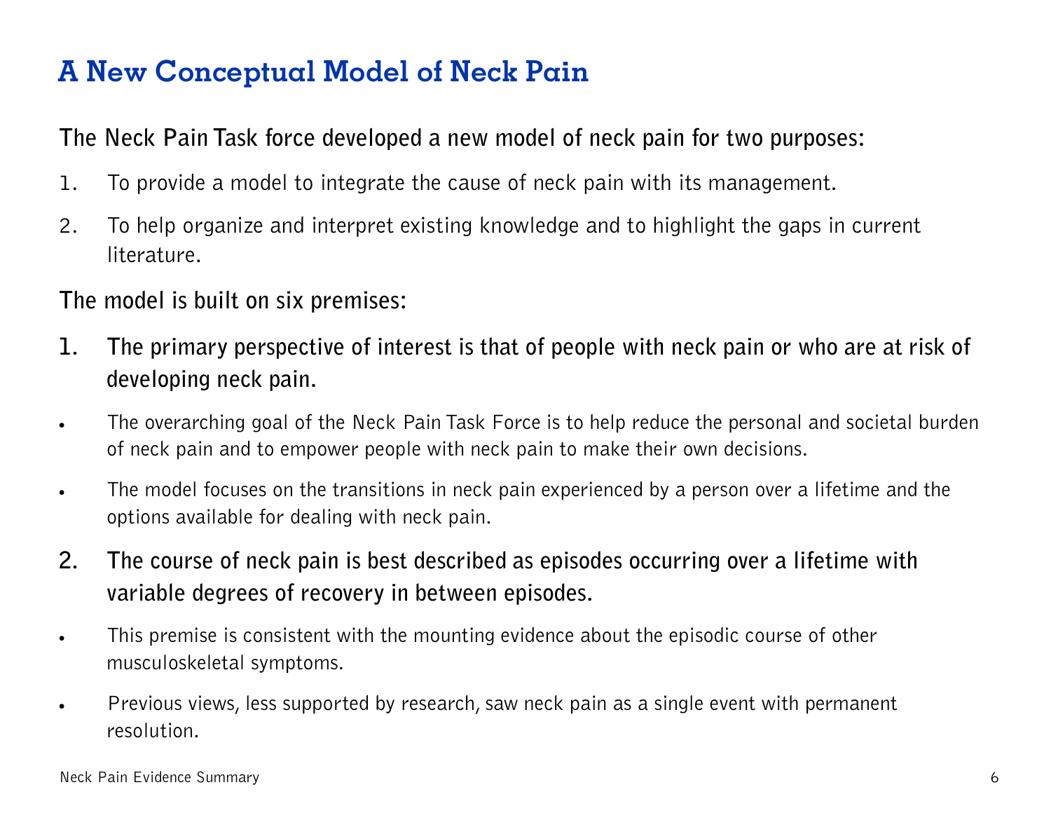# A New Conceptual Model of Neck Pain

**The Neck Pain Task force developed a new model of neck pain for two purposes:**

1. To provide a model to integrate the cause of neck pain with its management.
2. To help organize and interpret existing knowledge and to highlight the gaps in current literature.

**The model is built on six premises:**

**1. The primary perspective of interest is that of people with neck pain or who are at risk of developing neck pain.**

- The overarching goal of the Neck Pain Task Force is to help reduce the personal and societal burden of neck pain and to empower people with neck pain to make their own decisions.
- The model focuses on the transitions in neck pain experienced by a person over a lifetime and the options available for dealing with neck pain.

**2. The course of neck pain is best described as episodes occurring over a lifetime with variable degrees of recovery in between episodes.**

- This premise is consistent with the mounting evidence about the episodic course of other musculoskeletal symptoms.
- Previous views, less supported by research, saw neck pain as a single event with permanent resolution.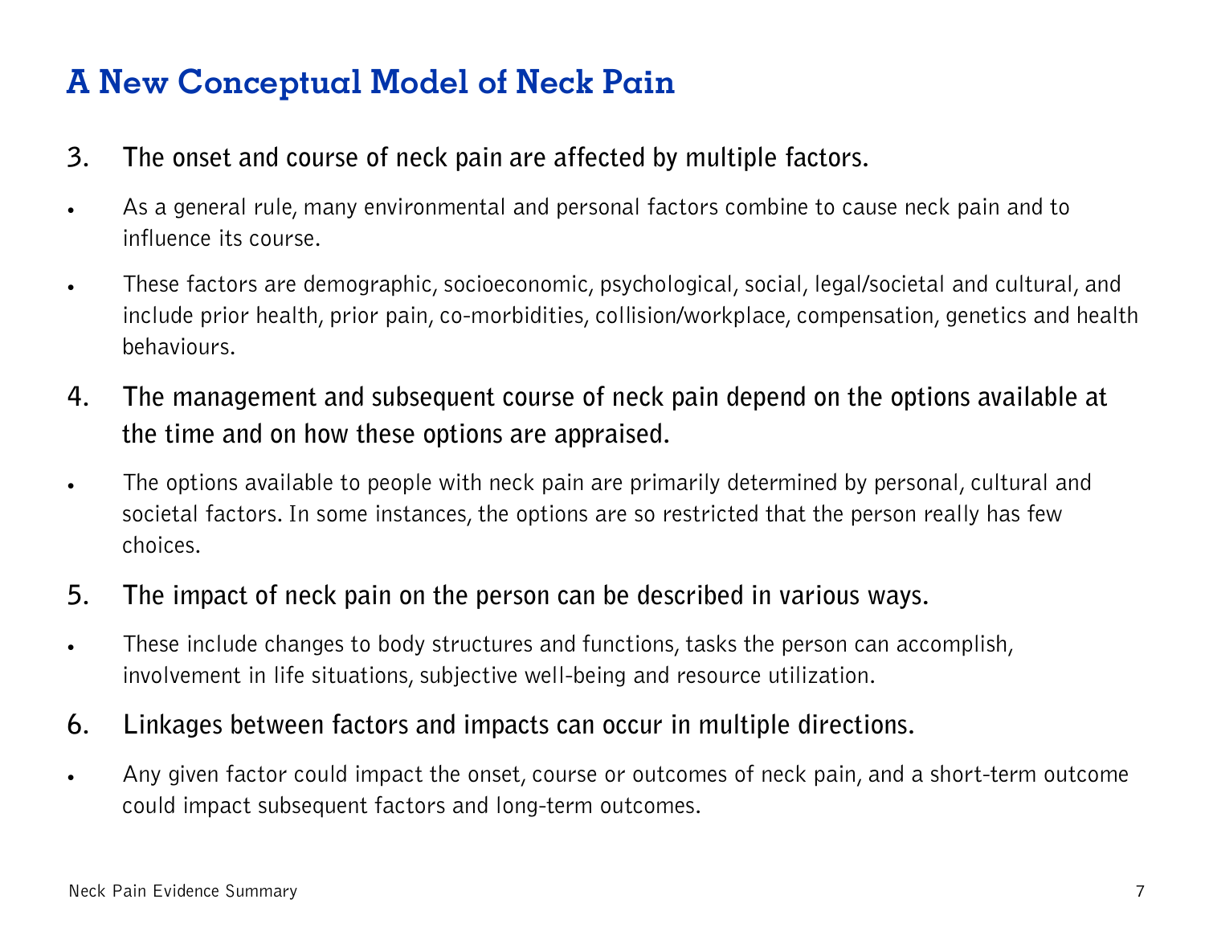## A New Conceptual Model of Neck Pain

**3. The onset and course of neck pain are affected by multiple factors.**

- As a general rule, many environmental and personal factors combine to cause neck pain and to influence its course.
- These factors are demographic, socioeconomic, psychological, social, legal/societal and cultural, and include prior health, prior pain, co-morbidities, collision/workplace, compensation, genetics and health behaviours.

**4. The management and subsequent course of neck pain depend on the options available at the time and on how these options are appraised.**

- The options available to people with neck pain are primarily determined by personal, cultural and societal factors. In some instances, the options are so restricted that the person really has few choices.

**5. The impact of neck pain on the person can be described in various ways.**

- These include changes to body structures and functions, tasks the person can accomplish, involvement in life situations, subjective well-being and resource utilization.

**6. Linkages between factors and impacts can occur in multiple directions.**

- Any given factor could impact the onset, course or outcomes of neck pain, and a short-term outcome could impact subsequent factors and long-term outcomes.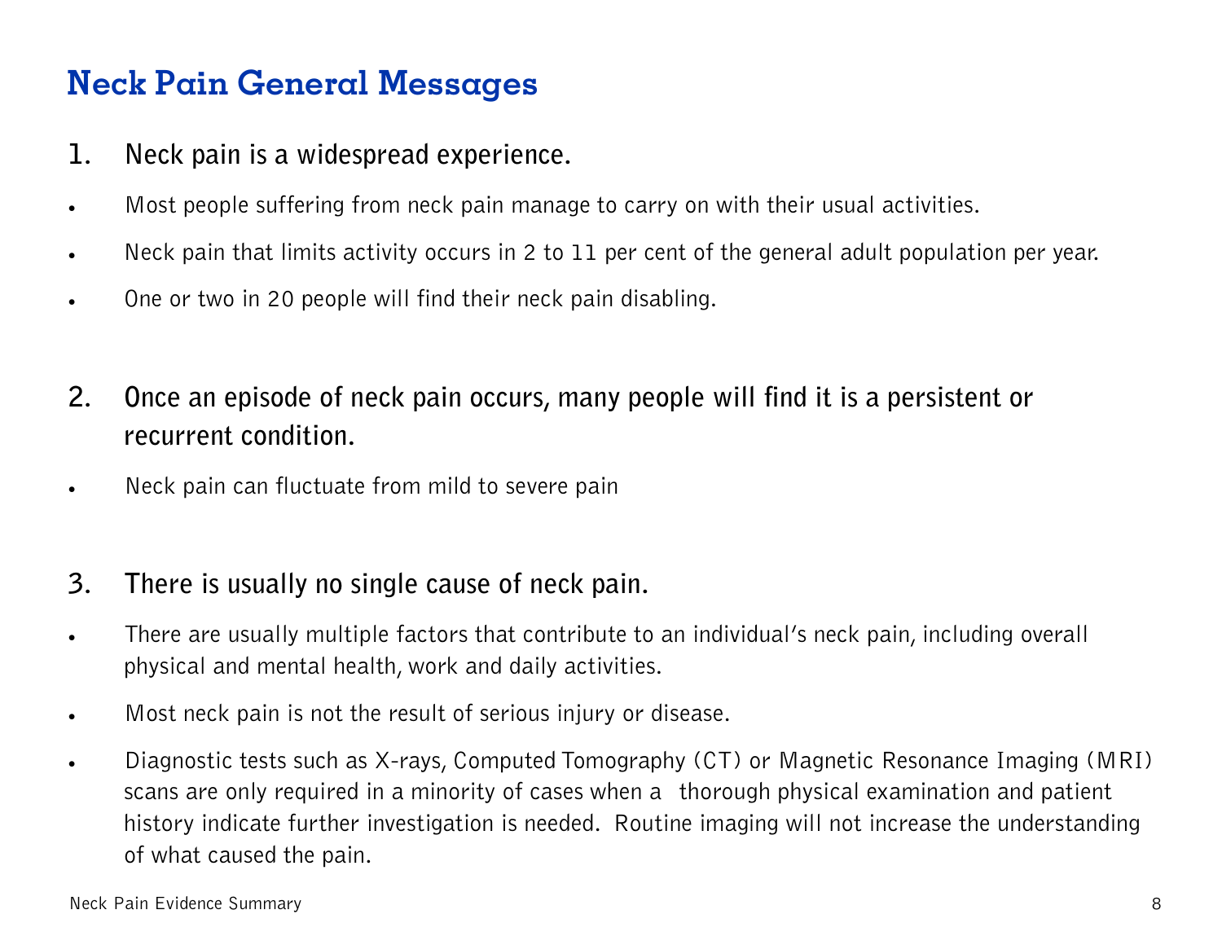# Neck Pain General Messages

1. **Neck pain is a widespread experience.**

- Most people suffering from neck pain manage to carry on with their usual activities.
- Neck pain that limits activity occurs in 2 to 11 per cent of the general adult population per year.
- One or two in 20 people will find their neck pain disabling.

2. **Once an episode of neck pain occurs, many people will find it is a persistent or recurrent condition.**

- Neck pain can fluctuate from mild to severe pain

3. **There is usually no single cause of neck pain.**

- There are usually multiple factors that contribute to an individual's neck pain, including overall physical and mental health, work and daily activities.
- Most neck pain is not the result of serious injury or disease.
- Diagnostic tests such as X-rays, Computed Tomography (CT) or Magnetic Resonance Imaging (MRI) scans are only required in a minority of cases when a thorough physical examination and patient history indicate further investigation is needed. Routine imaging will not increase the understanding of what caused the pain.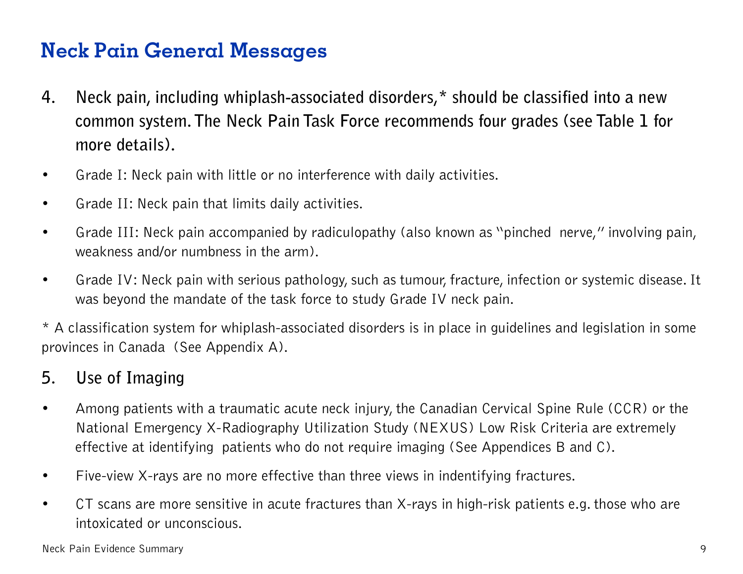# Neck Pain General Messages

**4. Neck pain, including whiplash-associated disorders,* should be classified into a new common system. The Neck Pain Task Force recommends four grades (see Table 1 for more details).**

- Grade I: Neck pain with little or no interference with daily activities.
- Grade II: Neck pain that limits daily activities.
- Grade III: Neck pain accompanied by radiculopathy (also known as "pinched nerve," involving pain, weakness and/or numbness in the arm).
- Grade IV: Neck pain with serious pathology, such as tumour, fracture, infection or systemic disease. It was beyond the mandate of the task force to study Grade IV neck pain.

* A classification system for whiplash-associated disorders is in place in guidelines and legislation in some provinces in Canada (See Appendix A).

**5. Use of Imaging**

- Among patients with a traumatic acute neck injury, the Canadian Cervical Spine Rule (CCR) or the National Emergency X-Radiography Utilization Study (NEXUS) Low Risk Criteria are extremely effective at identifying patients who do not require imaging (See Appendices B and C).
- Five-view X-rays are no more effective than three views in indentifying fractures.
- CT scans are more sensitive in acute fractures than X-rays in high-risk patients e.g. those who are intoxicated or unconscious.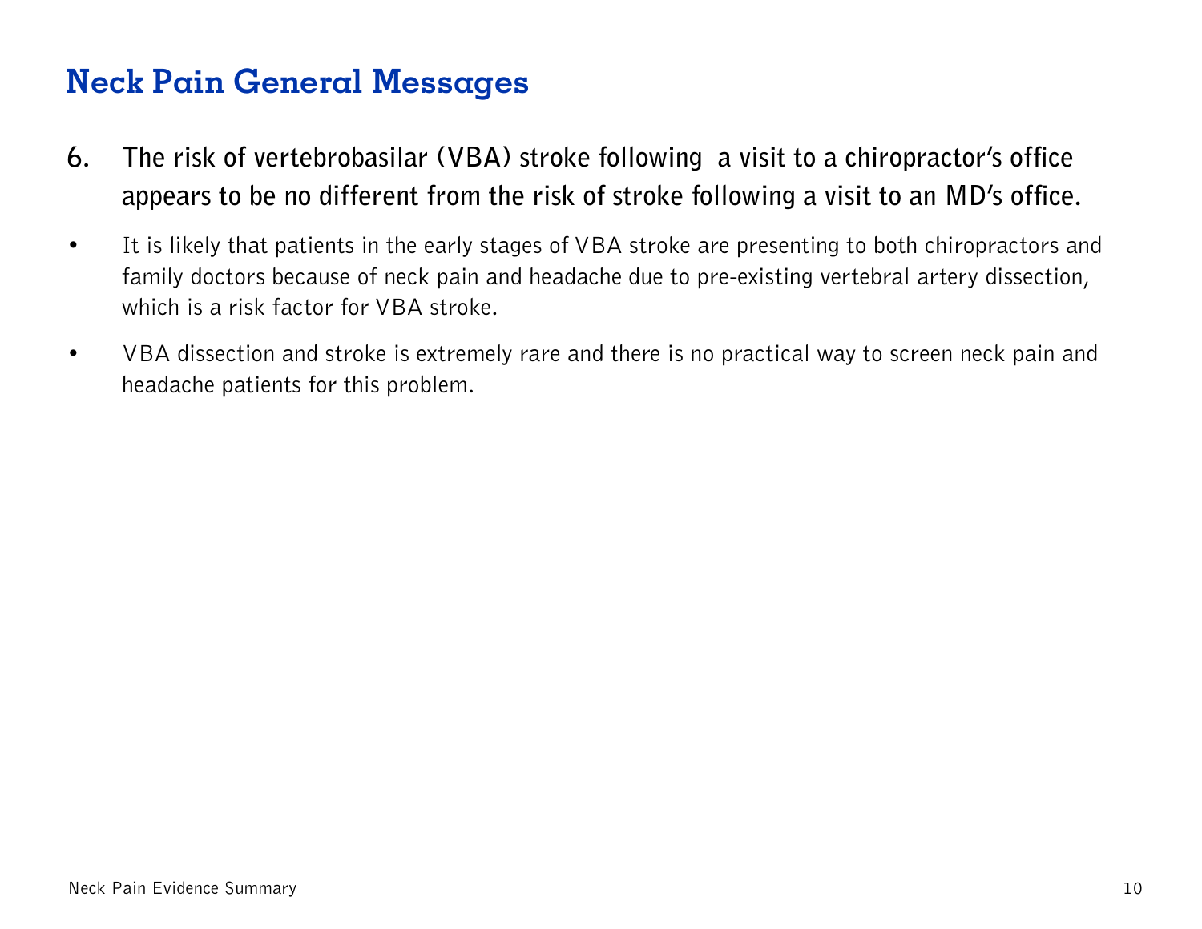# Neck Pain General Messages

**6. The risk of vertebrobasilar (VBA) stroke following a visit to a chiropractor's office appears to be no different from the risk of stroke following a visit to an MD's office.**

- It is likely that patients in the early stages of VBA stroke are presenting to both chiropractors and family doctors because of neck pain and headache due to pre-existing vertebral artery dissection, which is a risk factor for VBA stroke.
- VBA dissection and stroke is extremely rare and there is no practical way to screen neck pain and headache patients for this problem.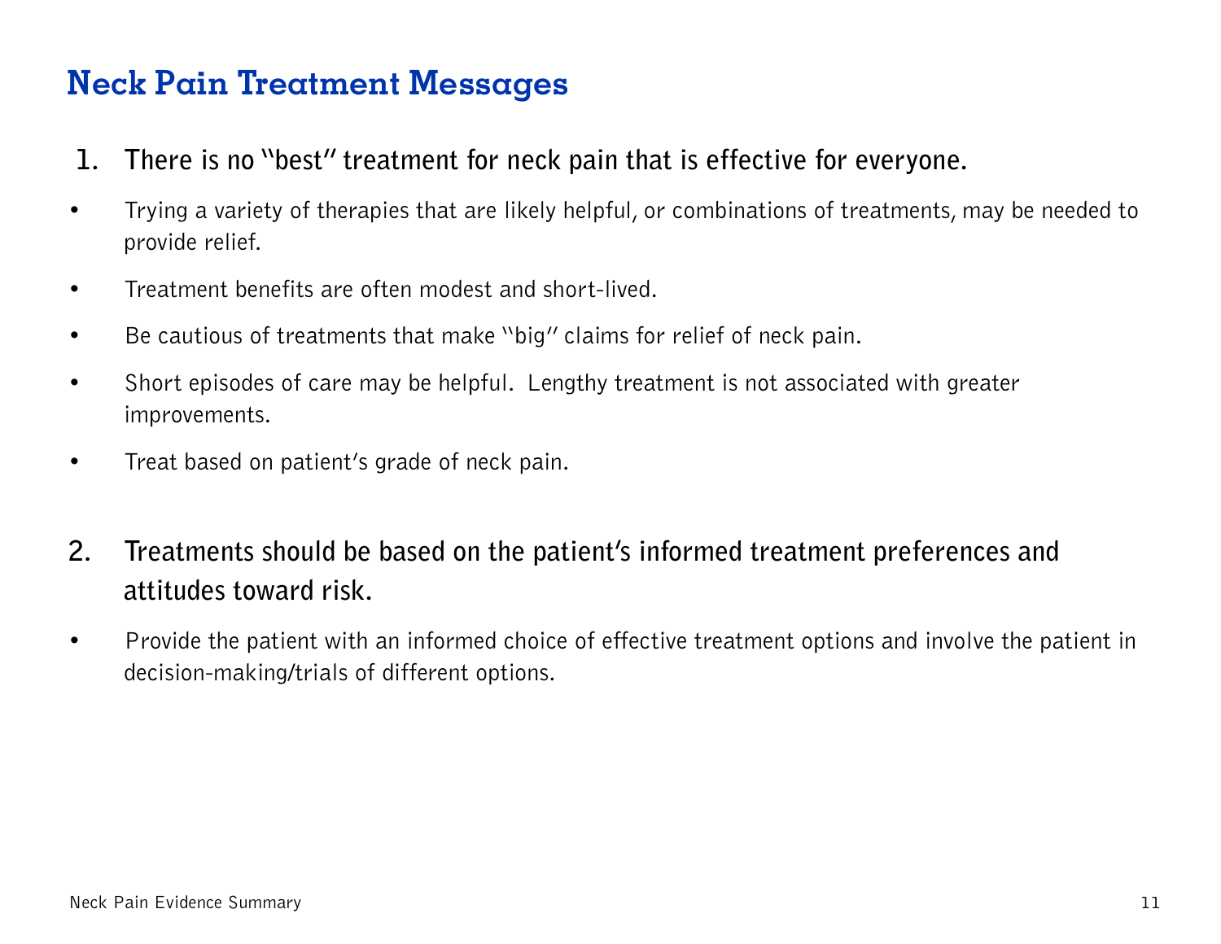# Neck Pain Treatment Messages

1. **There is no "best" treatment for neck pain that is effective for everyone.**

- Trying a variety of therapies that are likely helpful, or combinations of treatments, may be needed to provide relief.
- Treatment benefits are often modest and short-lived.
- Be cautious of treatments that make "big" claims for relief of neck pain.
- Short episodes of care may be helpful. Lengthy treatment is not associated with greater improvements.
- Treat based on patient's grade of neck pain.

2. **Treatments should be based on the patient's informed treatment preferences and attitudes toward risk.**

- Provide the patient with an informed choice of effective treatment options and involve the patient in decision-making/trials of different options.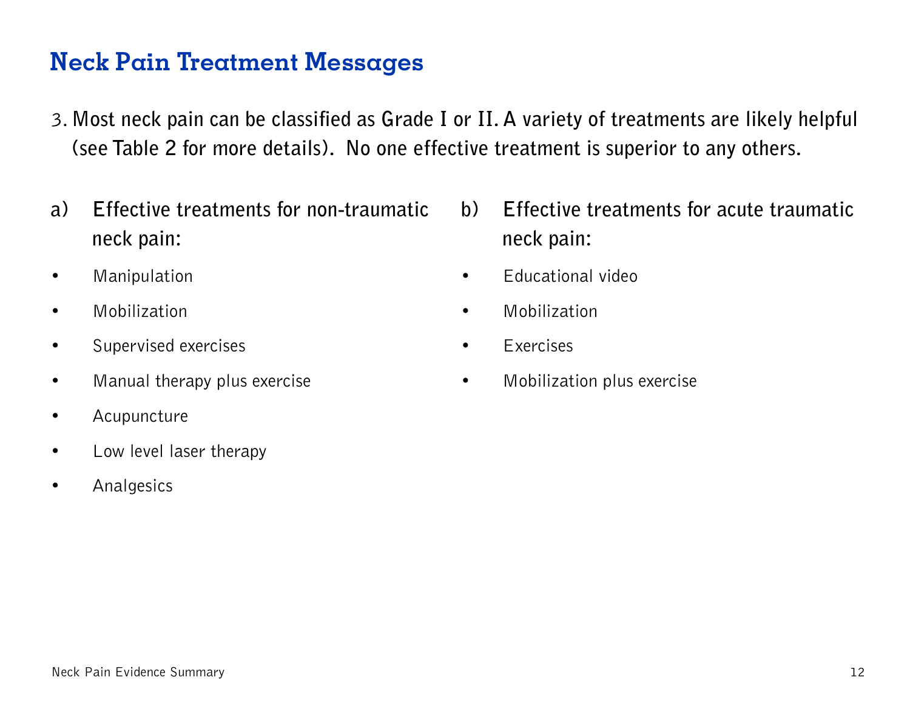# Neck Pain Treatment Messages

3. **Most neck pain can be classified as Grade I or II. A variety of treatments are likely helpful (see Table 2 for more details). No one effective treatment is superior to any others.**

a) **Effective treatments for non-traumatic neck pain:**

- Manipulation
- Mobilization
- Supervised exercises
- Manual therapy plus exercise
- Acupuncture
- Low level laser therapy
- Analgesics

b) **Effective treatments for acute traumatic neck pain:**

- Educational video
- Mobilization
- Exercises
- Mobilization plus exercise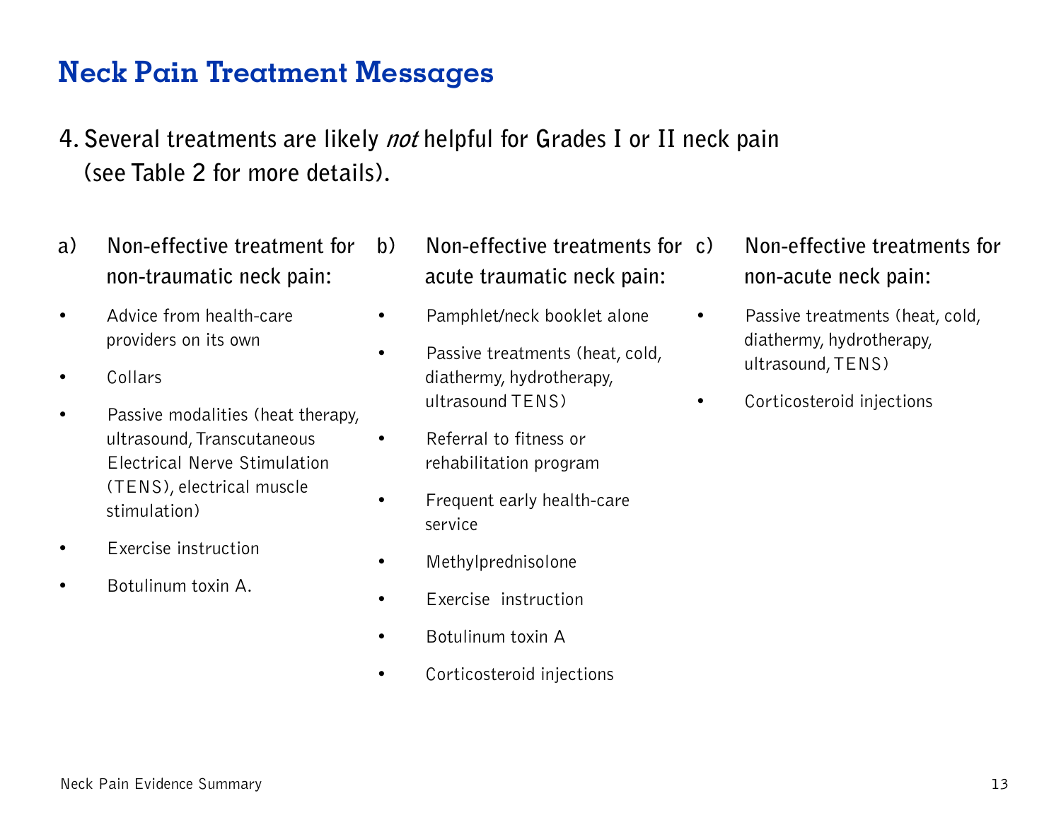# Neck Pain Treatment Messages

**4. Several treatments are likely *not* helpful for Grades I or II neck pain (see Table 2 for more details).**

**a) Non-effective treatment for non-traumatic neck pain:**

- Advice from health-care providers on its own
- Collars
- Passive modalities (heat therapy, ultrasound, Transcutaneous Electrical Nerve Stimulation (TENS), electrical muscle stimulation)
- Exercise instruction
- Botulinum toxin A.

**b) Non-effective treatments for acute traumatic neck pain:**

- Pamphlet/neck booklet alone
- Passive treatments (heat, cold, diathermy, hydrotherapy, ultrasound TENS)
- Referral to fitness or rehabilitation program
- Frequent early health-care service
- Methylprednisolone
- Exercise instruction
- Botulinum toxin A
- Corticosteroid injections

**c) Non-effective treatments for non-acute neck pain:**

- Passive treatments (heat, cold, diathermy, hydrotherapy, ultrasound, TENS)
- Corticosteroid injections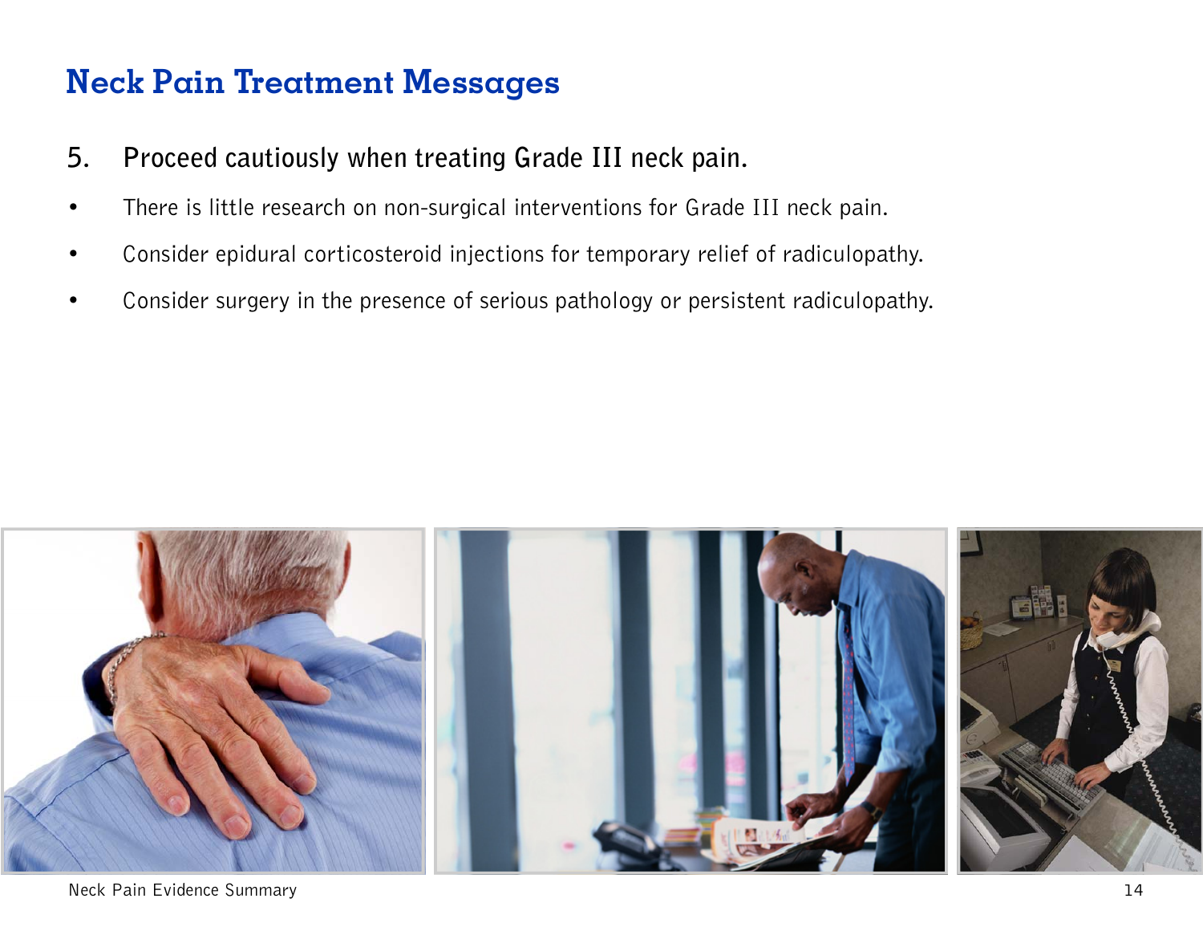# Neck Pain Treatment Messages

**5. Proceed cautiously when treating Grade III neck pain.**

- There is little research on non-surgical interventions for Grade III neck pain.
- Consider epidural corticosteroid injections for temporary relief of radiculopathy.
- Consider surgery in the presence of serious pathology or persistent radiculopathy.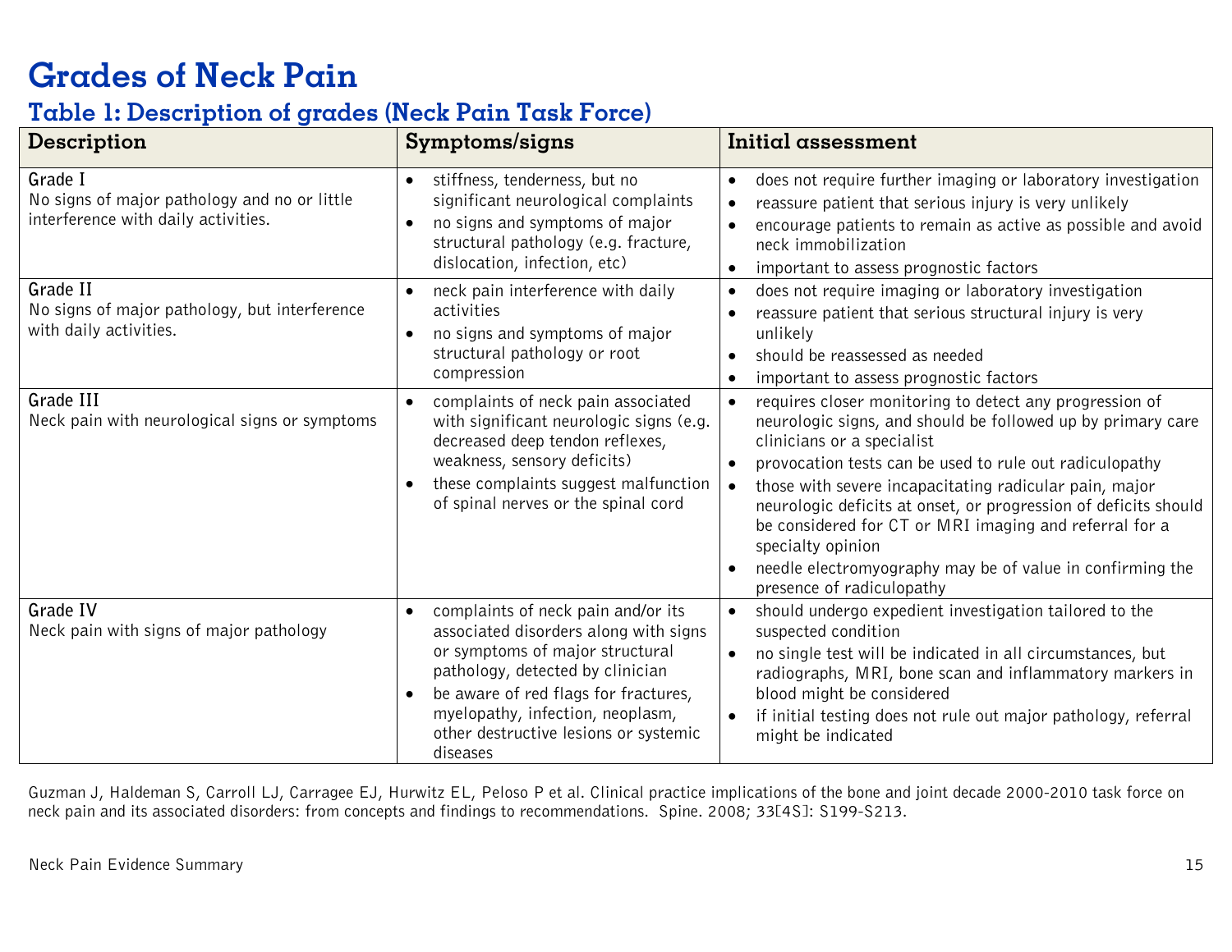# Grades of Neck Pain

## Table 1: Description of grades (Neck Pain Task Force)

| Description | Symptoms/signs | Initial assessment |
|---|---|---|
| **Grade I**<br>No signs of major pathology and no or little interference with daily activities. | • stiffness, tenderness, but no significant neurological complaints<br>• no signs and symptoms of major structural pathology (e.g. fracture, dislocation, infection, etc) | • does not require further imaging or laboratory investigation<br>• reassure patient that serious injury is very unlikely<br>• encourage patients to remain as active as possible and avoid neck immobilization<br>• important to assess prognostic factors |
| **Grade II**<br>No signs of major pathology, but interference with daily activities. | • neck pain interference with daily activities<br>• no signs and symptoms of major structural pathology or root compression | • does not require imaging or laboratory investigation<br>• reassure patient that serious structural injury is very unlikely<br>• should be reassessed as needed<br>• important to assess prognostic factors |
| **Grade III**<br>Neck pain with neurological signs or symptoms | • complaints of neck pain associated with significant neurologic signs (e.g. decreased deep tendon reflexes, weakness, sensory deficits)<br>• these complaints suggest malfunction of spinal nerves or the spinal cord | • requires closer monitoring to detect any progression of neurologic signs, and should be followed up by primary care clinicians or a specialist<br>• provocation tests can be used to rule out radiculopathy<br>• those with severe incapacitating radicular pain, major neurologic deficits at onset, or progression of deficits should be considered for CT or MRI imaging and referral for a specialty opinion<br>• needle electromyography may be of value in confirming the presence of radiculopathy |
| **Grade IV**<br>Neck pain with signs of major pathology | • complaints of neck pain and/or its associated disorders along with signs or symptoms of major structural pathology, detected by clinician<br>• be aware of red flags for fractures, myelopathy, infection, neoplasm, other destructive lesions or systemic diseases | • should undergo expedient investigation tailored to the suspected condition<br>• no single test will be indicated in all circumstances, but radiographs, MRI, bone scan and inflammatory markers in blood might be considered<br>• if initial testing does not rule out major pathology, referral might be indicated |

Guzman J, Haldeman S, Carroll LJ, Carragee EJ, Hurwitz EL, Peloso P et al. Clinical practice implications of the bone and joint decade 2000-2010 task force on neck pain and its associated disorders: from concepts and findings to recommendations. Spine. 2008; 33[4S]: S199-S213.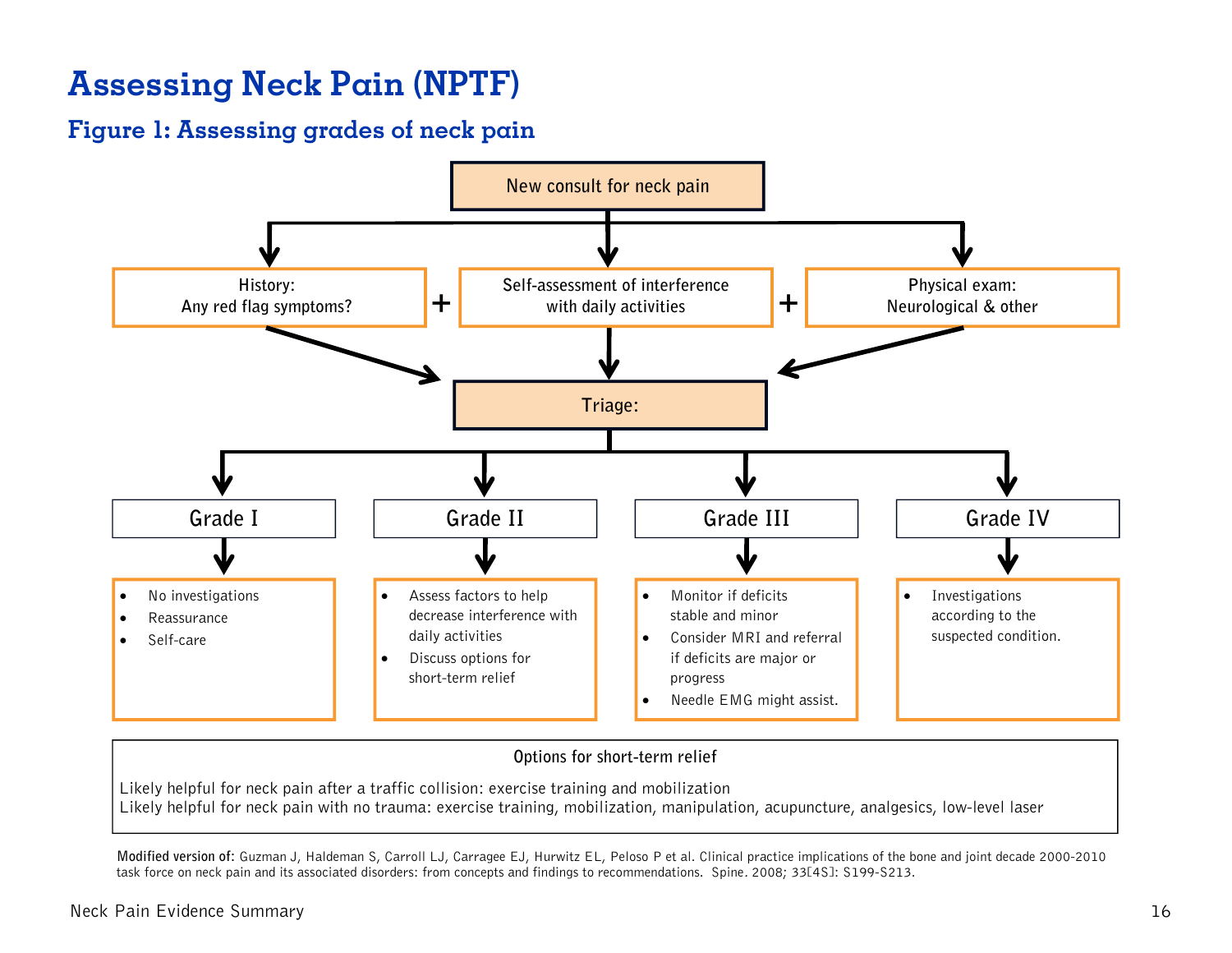# Assessing Neck Pain (NPTF)

## Figure 1: Assessing grades of neck pain

**New consult for neck pain**

- History: Any red flag symptoms?
- \+ Self-assessment of interference with daily activities
- \+ Physical exam: Neurological & other

**Triage:**

### Grade I

- No investigations
- Reassurance
- Self-care

### Grade II

- Assess factors to help decrease interference with daily activities
- Discuss options for short-term relief

### Grade III

- Monitor if deficits stable and minor
- Consider MRI and referral if deficits are major or progress
- Needle EMG might assist.

### Grade IV

- Investigations according to the suspected condition.

**Options for short-term relief**

Likely helpful for neck pain after a traffic collision: exercise training and mobilization
Likely helpful for neck pain with no trauma: exercise training, mobilization, manipulation, acupuncture, analgesics, low-level laser

**Modified version of:** Guzman J, Haldeman S, Carroll LJ, Carragee EJ, Hurwitz EL, Peloso P et al. Clinical practice implications of the bone and joint decade 2000-2010 task force on neck pain and its associated disorders: from concepts and findings to recommendations. Spine. 2008; 33[4S]: S199-S213.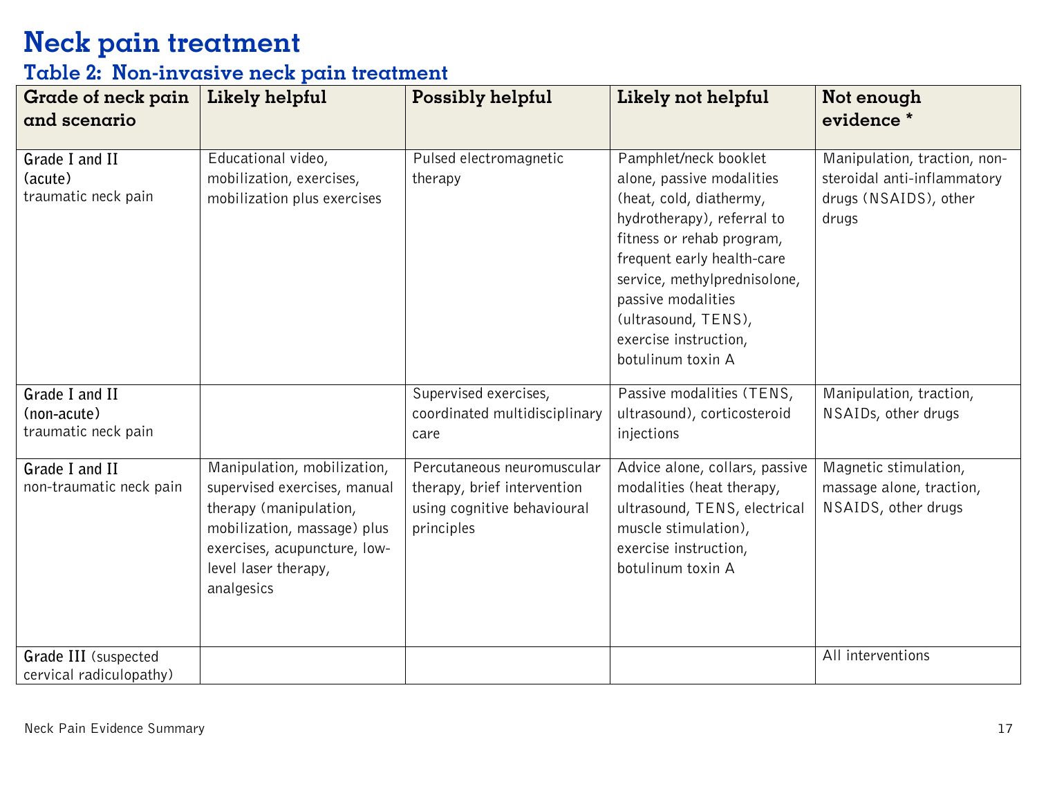# Neck pain treatment

## Table 2: Non-invasive neck pain treatment

| Grade of neck pain and scenario | Likely helpful | Possibly helpful | Likely not helpful | Not enough evidence * |
|---|---|---|---|---|
| **Grade I and II (acute)** traumatic neck pain | Educational video, mobilization, exercises, mobilization plus exercises | Pulsed electromagnetic therapy | Pamphlet/neck booklet alone, passive modalities (heat, cold, diathermy, hydrotherapy), referral to fitness or rehab program, frequent early health-care service, methylprednisolone, passive modalities (ultrasound, TENS), exercise instruction, botulinum toxin A | Manipulation, traction, non-steroidal anti-inflammatory drugs (NSAIDS), other drugs |
| **Grade I and II (non-acute)** traumatic neck pain | | Supervised exercises, coordinated multidisciplinary care | Passive modalities (TENS, ultrasound), corticosteroid injections | Manipulation, traction, NSAIDs, other drugs |
| **Grade I and II** non-traumatic neck pain | Manipulation, mobilization, supervised exercises, manual therapy (manipulation, mobilization, massage) plus exercises, acupuncture, low-level laser therapy, analgesics | Percutaneous neuromuscular therapy, brief intervention using cognitive behavioural principles | Advice alone, collars, passive modalities (heat therapy, ultrasound, TENS, electrical muscle stimulation), exercise instruction, botulinum toxin A | Magnetic stimulation, massage alone, traction, NSAIDS, other drugs |
| **Grade III** (suspected cervical radiculopathy) | | | | All interventions |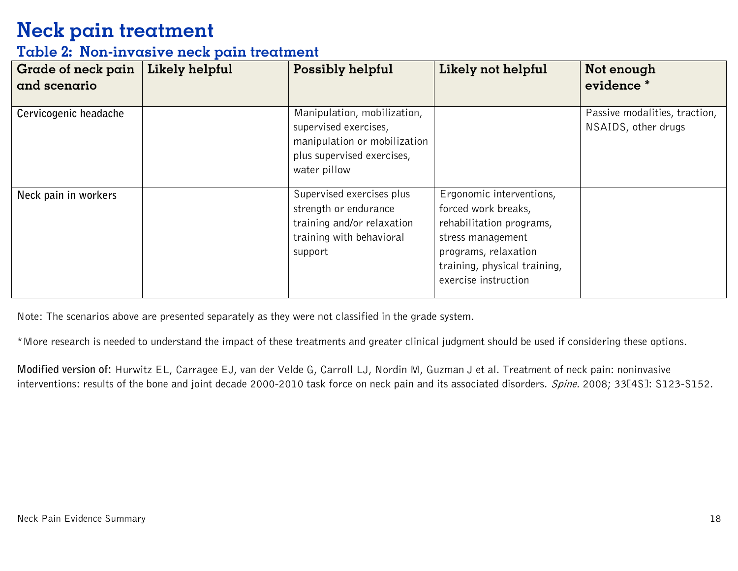# Neck pain treatment

## Table 2: Non-invasive neck pain treatment

| Grade of neck pain and scenario | Likely helpful | Possibly helpful | Likely not helpful | Not enough evidence * |
|---|---|---|---|---|
| Cervicogenic headache | | Manipulation, mobilization, supervised exercises, manipulation or mobilization plus supervised exercises, water pillow | | Passive modalities, traction, NSAIDS, other drugs |
| Neck pain in workers | | Supervised exercises plus strength or endurance training and/or relaxation training with behavioral support | Ergonomic interventions, forced work breaks, rehabilitation programs, stress management programs, relaxation training, physical training, exercise instruction | |

Note: The scenarios above are presented separately as they were not classified in the grade system.

*More research is needed to understand the impact of these treatments and greater clinical judgment should be used if considering these options.

**Modified version of:** Hurwitz EL, Carragee EJ, van der Velde G, Carroll LJ, Nordin M, Guzman J et al. Treatment of neck pain: noninvasive interventions: results of the bone and joint decade 2000-2010 task force on neck pain and its associated disorders. *Spine.* 2008; 33[4S]: S123-S152.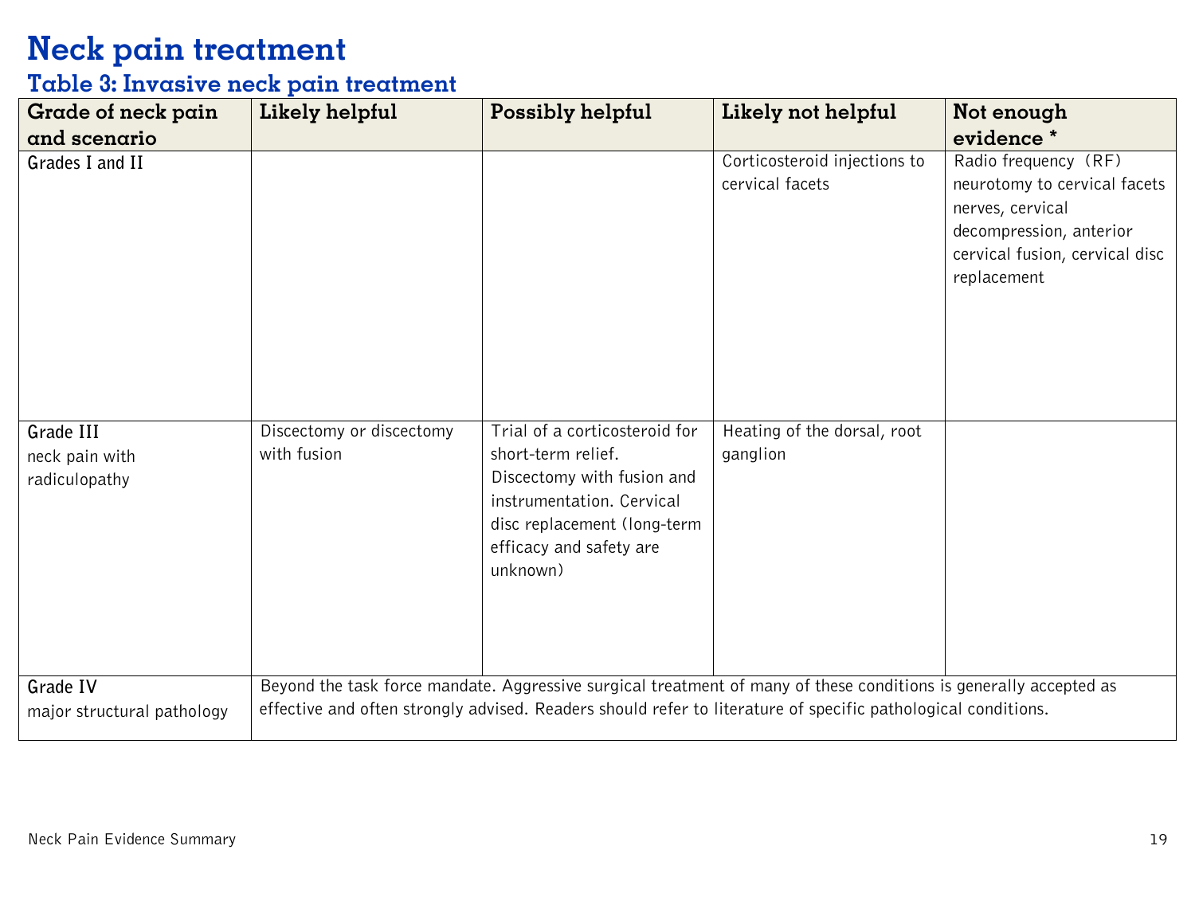# Neck pain treatment

## Table 3: Invasive neck pain treatment

| Grade of neck pain and scenario | Likely helpful | Possibly helpful | Likely not helpful | Not enough evidence * |
|---|---|---|---|---|
| **Grades I and II** | | | Corticosteroid injections to cervical facets | Radio frequency (RF) neurotomy to cervical facets nerves, cervical decompression, anterior cervical fusion, cervical disc replacement |
| **Grade III** neck pain with radiculopathy | Discectomy or discectomy with fusion | Trial of a corticosteroid for short-term relief. Discectomy with fusion and instrumentation. Cervical disc replacement (long-term efficacy and safety are unknown) | Heating of the dorsal, root ganglion | |
| **Grade IV** major structural pathology | Beyond the task force mandate. Aggressive surgical treatment of many of these conditions is generally accepted as effective and often strongly advised. Readers should refer to literature of specific pathological conditions. | | | |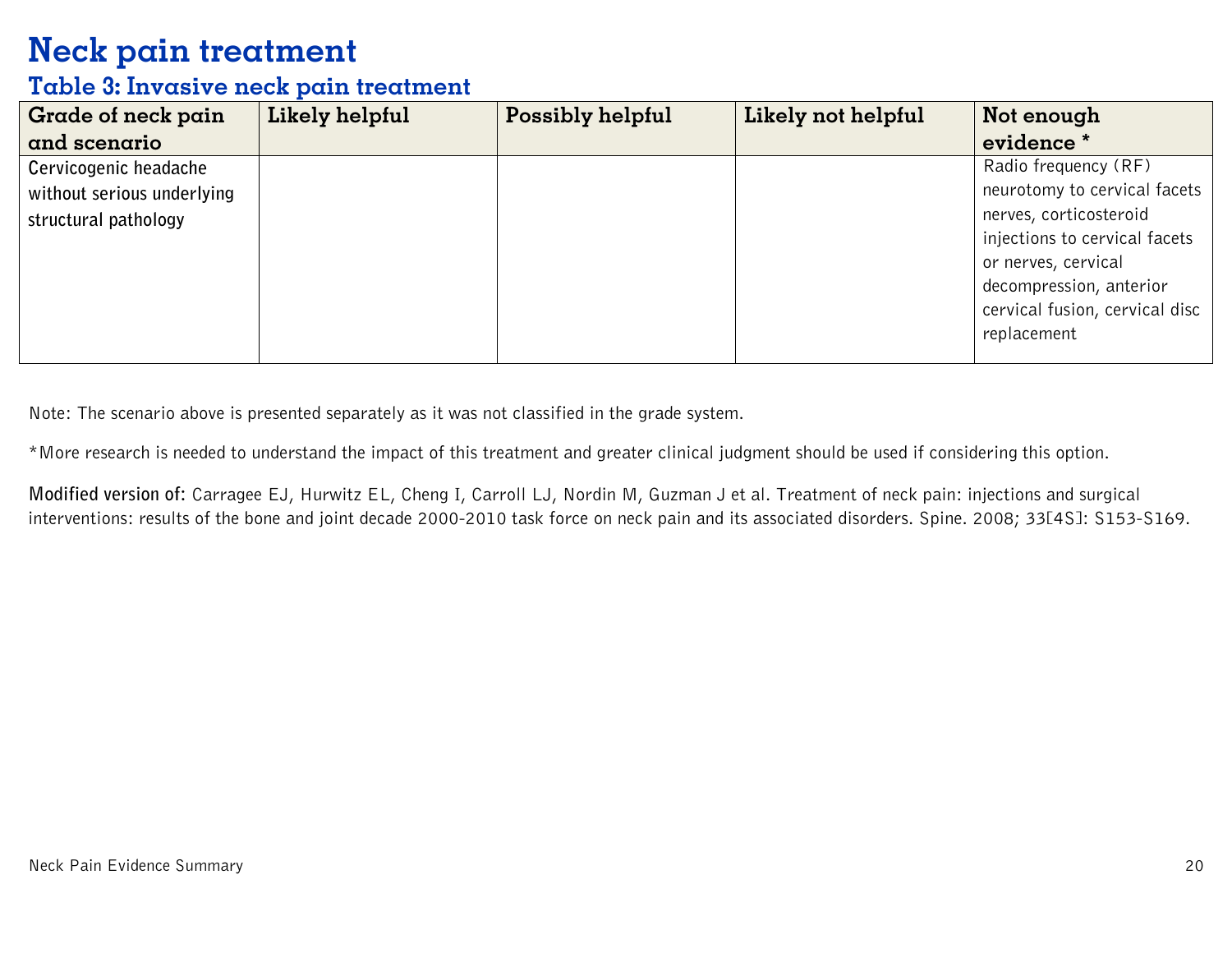# Neck pain treatment

## Table 3: Invasive neck pain treatment

| Grade of neck pain and scenario | Likely helpful | Possibly helpful | Likely not helpful | Not enough evidence * |
|---|---|---|---|---|
| Cervicogenic headache without serious underlying structural pathology | | | | Radio frequency (RF) neurotomy to cervical facets nerves, corticosteroid injections to cervical facets or nerves, cervical decompression, anterior cervical fusion, cervical disc replacement |

Note: The scenario above is presented separately as it was not classified in the grade system.

*More research is needed to understand the impact of this treatment and greater clinical judgment should be used if considering this option.

**Modified version of:** Carragee EJ, Hurwitz EL, Cheng I, Carroll LJ, Nordin M, Guzman J et al. Treatment of neck pain: injections and surgical interventions: results of the bone and joint decade 2000-2010 task force on neck pain and its associated disorders. Spine. 2008; 33[4S]: S153-S169.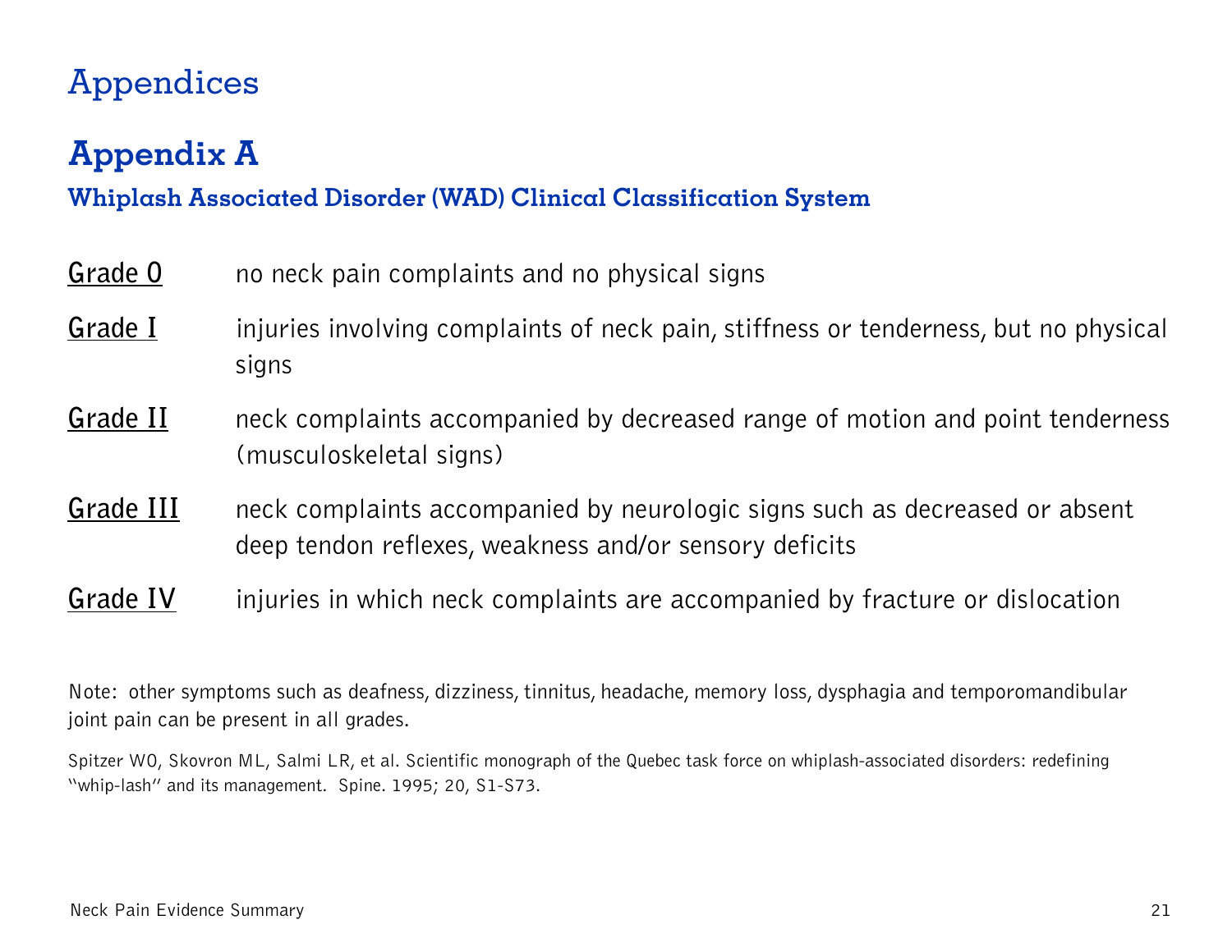# Appendices

## Appendix A

### Whiplash Associated Disorder (WAD) Clinical Classification System

**Grade 0** no neck pain complaints and no physical signs

**Grade I** injuries involving complaints of neck pain, stiffness or tenderness, but no physical signs

**Grade II** neck complaints accompanied by decreased range of motion and point tenderness (musculoskeletal signs)

**Grade III** neck complaints accompanied by neurologic signs such as decreased or absent deep tendon reflexes, weakness and/or sensory deficits

**Grade IV** injuries in which neck complaints are accompanied by fracture or dislocation

Note: other symptoms such as deafness, dizziness, tinnitus, headache, memory loss, dysphagia and temporomandibular joint pain can be present in all grades.

Spitzer WO, Skovron ML, Salmi LR, et al. Scientific monograph of the Quebec task force on whiplash-associated disorders: redefining "whip-lash" and its management. Spine. 1995; 20, S1-S73.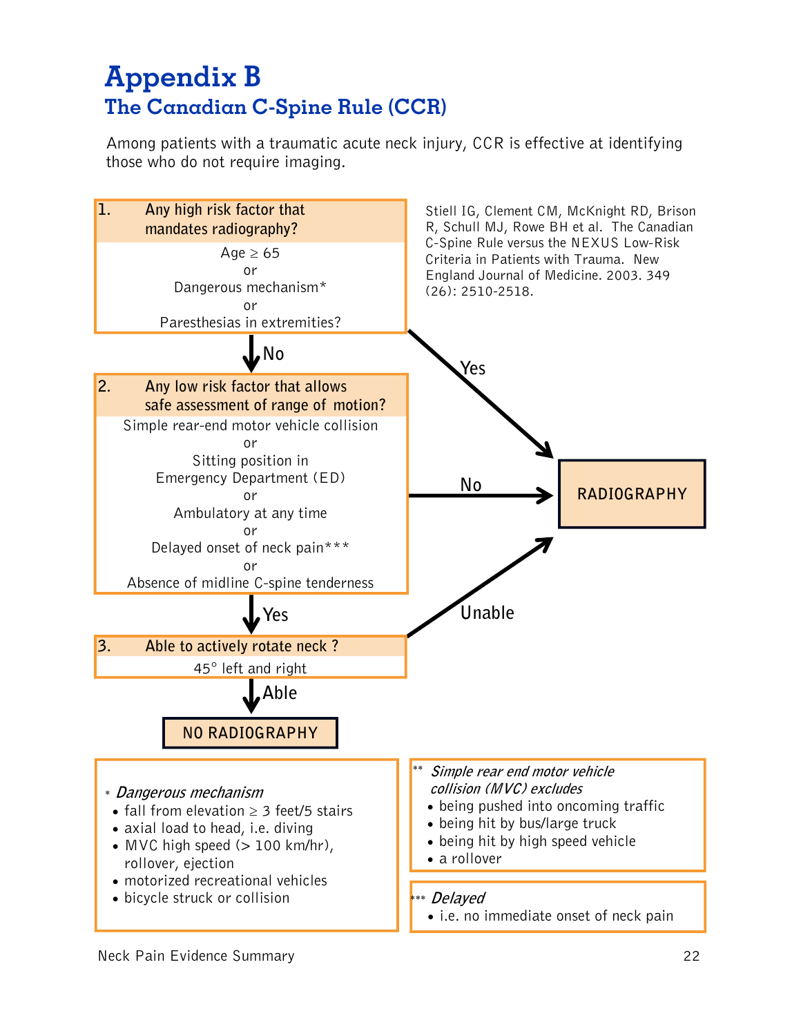# Appendix B

## The Canadian C-Spine Rule (CCR)

Among patients with a traumatic acute neck injury, CCR is effective at identifying those who do not require imaging.

Stiell IG, Clement CM, McKnight RD, Brison R, Schull MJ, Rowe BH et al. The Canadian C-Spine Rule versus the NEXUS Low-Risk Criteria in Patients with Trauma. New England Journal of Medicine. 2003. 349 (26): 2510-2518.

**1. Any high risk factor that mandates radiography?**

Age ≥ 65
or
Dangerous mechanism*
or
Paresthesias in extremities?

- Yes → **RADIOGRAPHY**
- No → go to 2

**2. Any low risk factor that allows safe assessment of range of motion?**

Simple rear-end motor vehicle collision
or
Sitting position in Emergency Department (ED)
or
Ambulatory at any time
or
Delayed onset of neck pain***
or
Absence of midline C-spine tenderness

- No → **RADIOGRAPHY**
- Yes → go to 3

**3. Able to actively rotate neck ?**

45° left and right

- Unable → **RADIOGRAPHY**
- Able → **NO RADIOGRAPHY**

\* *Dangerous mechanism*

- fall from elevation ≥ 3 feet/5 stairs
- axial load to head, i.e. diving
- MVC high speed (> 100 km/hr), rollover, ejection
- motorized recreational vehicles
- bicycle struck or collision

** *Simple rear end motor vehicle collision (MVC) excludes*

- being pushed into oncoming traffic
- being hit by bus/large truck
- being hit by high speed vehicle
- a rollover

*** *Delayed*

- i.e. no immediate onset of neck pain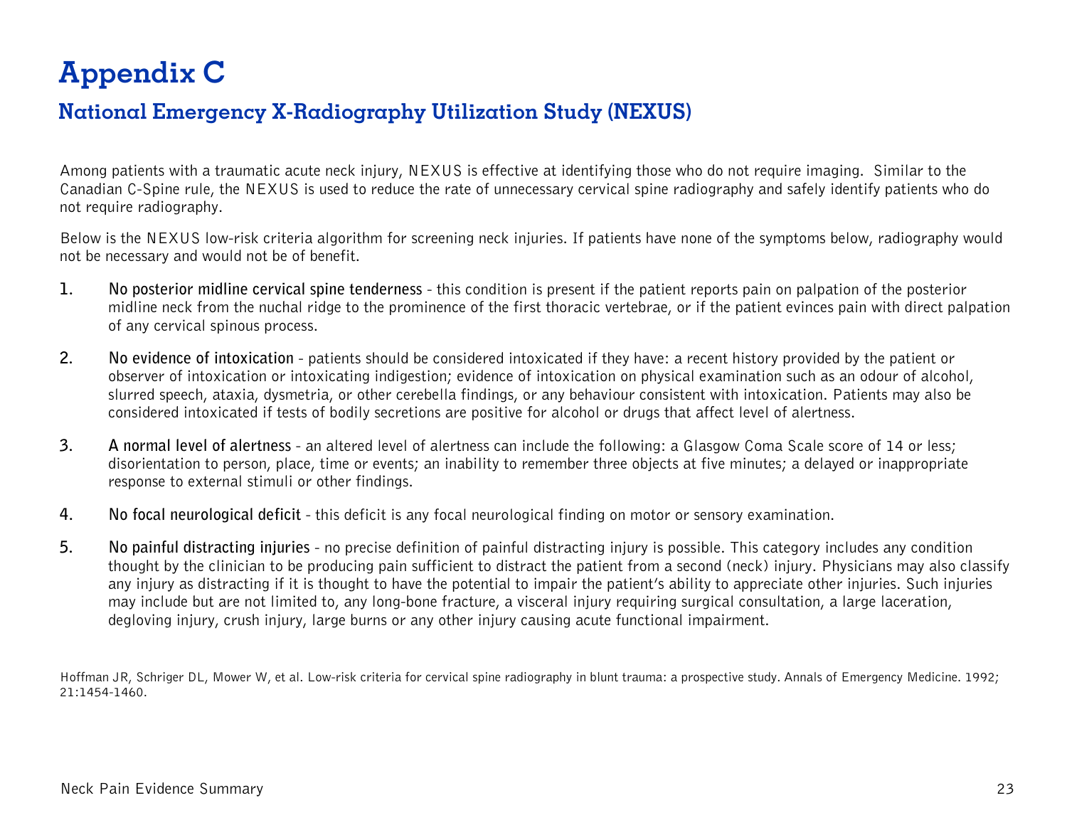# Appendix C

## National Emergency X-Radiography Utilization Study (NEXUS)

Among patients with a traumatic acute neck injury, NEXUS is effective at identifying those who do not require imaging. Similar to the Canadian C-Spine rule, the NEXUS is used to reduce the rate of unnecessary cervical spine radiography and safely identify patients who do not require radiography.

Below is the NEXUS low-risk criteria algorithm for screening neck injuries. If patients have none of the symptoms below, radiography would not be necessary and would not be of benefit.

1. **No posterior midline cervical spine tenderness** - this condition is present if the patient reports pain on palpation of the posterior midline neck from the nuchal ridge to the prominence of the first thoracic vertebrae, or if the patient evinces pain with direct palpation of any cervical spinous process.

2. **No evidence of intoxication** - patients should be considered intoxicated if they have: a recent history provided by the patient or observer of intoxication or intoxicating indigestion; evidence of intoxication on physical examination such as an odour of alcohol, slurred speech, ataxia, dysmetria, or other cerebella findings, or any behaviour consistent with intoxication. Patients may also be considered intoxicated if tests of bodily secretions are positive for alcohol or drugs that affect level of alertness.

3. **A normal level of alertness** - an altered level of alertness can include the following: a Glasgow Coma Scale score of 14 or less; disorientation to person, place, time or events; an inability to remember three objects at five minutes; a delayed or inappropriate response to external stimuli or other findings.

4. **No focal neurological deficit** - this deficit is any focal neurological finding on motor or sensory examination.

5. **No painful distracting injuries** - no precise definition of painful distracting injury is possible. This category includes any condition thought by the clinician to be producing pain sufficient to distract the patient from a second (neck) injury. Physicians may also classify any injury as distracting if it is thought to have the potential to impair the patient's ability to appreciate other injuries. Such injuries may include but are not limited to, any long-bone fracture, a visceral injury requiring surgical consultation, a large laceration, degloving injury, crush injury, large burns or any other injury causing acute functional impairment.

Hoffman JR, Schriger DL, Mower W, et al. Low-risk criteria for cervical spine radiography in blunt trauma: a prospective study. Annals of Emergency Medicine. 1992; 21:1454-1460.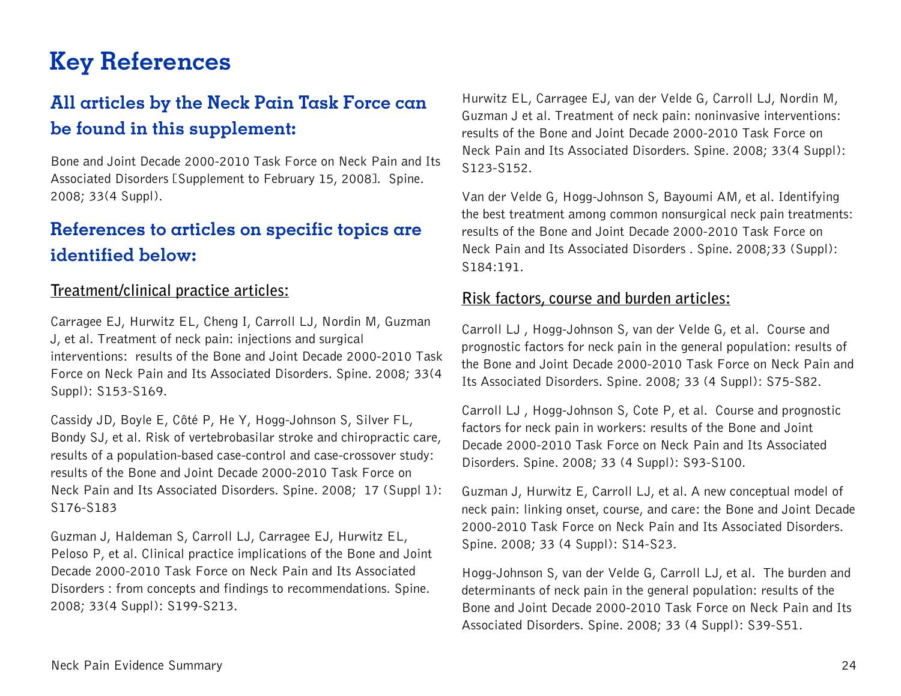# Key References

## All articles by the Neck Pain Task Force can be found in this supplement:

Bone and Joint Decade 2000-2010 Task Force on Neck Pain and Its Associated Disorders [Supplement to February 15, 2008]. Spine. 2008; 33(4 Suppl).

## References to articles on specific topics are identified below:

### Treatment/clinical practice articles:

Carragee EJ, Hurwitz EL, Cheng I, Carroll LJ, Nordin M, Guzman J, et al. Treatment of neck pain: injections and surgical interventions: results of the Bone and Joint Decade 2000-2010 Task Force on Neck Pain and Its Associated Disorders. Spine. 2008; 33(4 Suppl): S153-S169.

Cassidy JD, Boyle E, Côté P, He Y, Hogg-Johnson S, Silver FL, Bondy SJ, et al. Risk of vertebrobasilar stroke and chiropractic care, results of a population-based case-control and case-crossover study: results of the Bone and Joint Decade 2000-2010 Task Force on Neck Pain and Its Associated Disorders. Spine. 2008; 17 (Suppl 1): S176-S183

Guzman J, Haldeman S, Carroll LJ, Carragee EJ, Hurwitz EL, Peloso P, et al. Clinical practice implications of the Bone and Joint Decade 2000-2010 Task Force on Neck Pain and Its Associated Disorders : from concepts and findings to recommendations. Spine. 2008; 33(4 Suppl): S199-S213.

Hurwitz EL, Carragee EJ, van der Velde G, Carroll LJ, Nordin M, Guzman J et al. Treatment of neck pain: noninvasive interventions: results of the Bone and Joint Decade 2000-2010 Task Force on Neck Pain and Its Associated Disorders. Spine. 2008; 33(4 Suppl): S123-S152.

Van der Velde G, Hogg-Johnson S, Bayoumi AM, et al. Identifying the best treatment among common nonsurgical neck pain treatments: results of the Bone and Joint Decade 2000-2010 Task Force on Neck Pain and Its Associated Disorders . Spine. 2008;33 (Suppl): S184:191.

### Risk factors, course and burden articles:

Carroll LJ , Hogg-Johnson S, van der Velde G, et al. Course and prognostic factors for neck pain in the general population: results of the Bone and Joint Decade 2000-2010 Task Force on Neck Pain and Its Associated Disorders. Spine. 2008; 33 (4 Suppl): S75-S82.

Carroll LJ , Hogg-Johnson S, Cote P, et al. Course and prognostic factors for neck pain in workers: results of the Bone and Joint Decade 2000-2010 Task Force on Neck Pain and Its Associated Disorders. Spine. 2008; 33 (4 Suppl): S93-S100.

Guzman J, Hurwitz E, Carroll LJ, et al. A new conceptual model of neck pain: linking onset, course, and care: the Bone and Joint Decade 2000-2010 Task Force on Neck Pain and Its Associated Disorders. Spine. 2008; 33 (4 Suppl): S14-S23.

Hogg-Johnson S, van der Velde G, Carroll LJ, et al. The burden and determinants of neck pain in the general population: results of the Bone and Joint Decade 2000-2010 Task Force on Neck Pain and Its Associated Disorders. Spine. 2008; 33 (4 Suppl): S39-S51.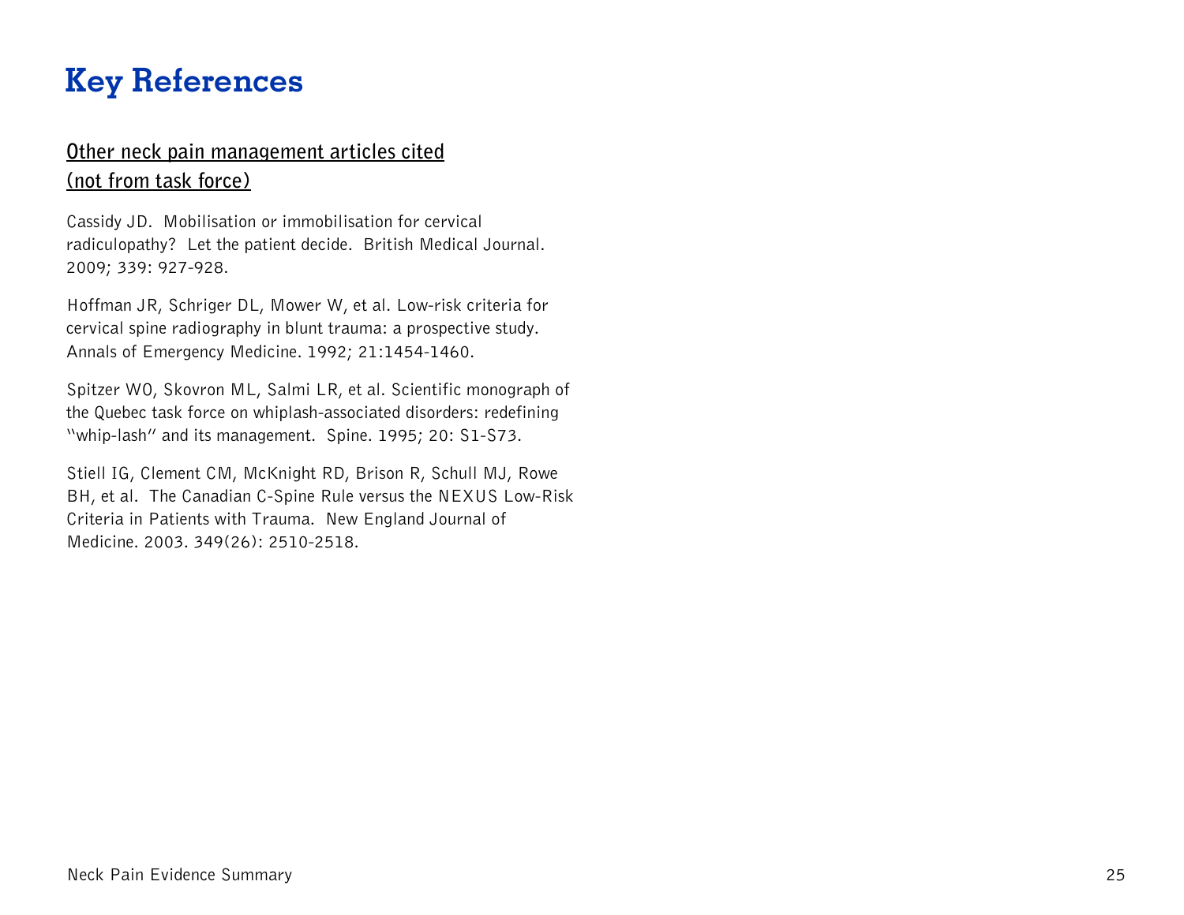# Key References

**Other neck pain management articles cited (not from task force)**

Cassidy JD. Mobilisation or immobilisation for cervical radiculopathy? Let the patient decide. British Medical Journal. 2009; 339: 927-928.

Hoffman JR, Schriger DL, Mower W, et al. Low-risk criteria for cervical spine radiography in blunt trauma: a prospective study. Annals of Emergency Medicine. 1992; 21:1454-1460.

Spitzer WO, Skovron ML, Salmi LR, et al. Scientific monograph of the Quebec task force on whiplash-associated disorders: redefining "whip-lash" and its management. Spine. 1995; 20: S1-S73.

Stiell IG, Clement CM, McKnight RD, Brison R, Schull MJ, Rowe BH, et al. The Canadian C-Spine Rule versus the NEXUS Low-Risk Criteria in Patients with Trauma. New England Journal of Medicine. 2003. 349(26): 2510-2518.